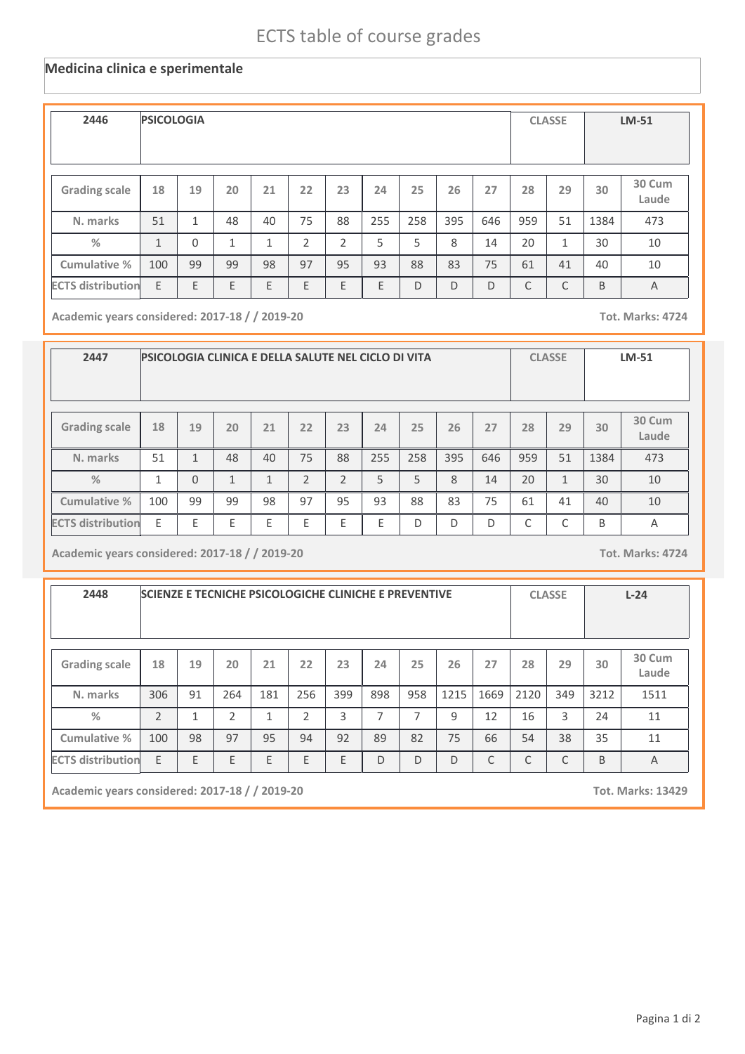# ECTS table of course grades

## Medicina clinica e sperimentale

| 2446 | PSICOLOGIA | CLASSE | LM-51 |
|---|---|---|---|

| Grading scale | 18 | 19 | 20 | 21 | 22 | 23 | 24 | 25 | 26 | 27 | 28 | 29 | 30 | 30 Cum Laude |
|---|---|---|---|---|---|---|---|---|---|---|---|---|---|---|
| N. marks | 51 | 1 | 48 | 40 | 75 | 88 | 255 | 258 | 395 | 646 | 959 | 51 | 1384 | 473 |
| % | 1 | 0 | 1 | 1 | 2 | 2 | 5 | 5 | 8 | 14 | 20 | 1 | 30 | 10 |
| Cumulative % | 100 | 99 | 99 | 98 | 97 | 95 | 93 | 88 | 83 | 75 | 61 | 41 | 40 | 10 |
| ECTS distribution | E | E | E | E | E | E | E | D | D | D | C | C | B | A |

Academic years considered: 2017-18 / / 2019-20 — Tot. Marks: 4724

| 2447 | PSICOLOGIA CLINICA E DELLA SALUTE NEL CICLO DI VITA | CLASSE | LM-51 |
|---|---|---|---|

| Grading scale | 18 | 19 | 20 | 21 | 22 | 23 | 24 | 25 | 26 | 27 | 28 | 29 | 30 | 30 Cum Laude |
|---|---|---|---|---|---|---|---|---|---|---|---|---|---|---|
| N. marks | 51 | 1 | 48 | 40 | 75 | 88 | 255 | 258 | 395 | 646 | 959 | 51 | 1384 | 473 |
| % | 1 | 0 | 1 | 1 | 2 | 2 | 5 | 5 | 8 | 14 | 20 | 1 | 30 | 10 |
| Cumulative % | 100 | 99 | 99 | 98 | 97 | 95 | 93 | 88 | 83 | 75 | 61 | 41 | 40 | 10 |
| ECTS distribution | E | E | E | E | E | E | E | D | D | D | C | C | B | A |

Academic years considered: 2017-18 / / 2019-20 — Tot. Marks: 4724

| 2448 | SCIENZE E TECNICHE PSICOLOGICHE CLINICHE E PREVENTIVE | CLASSE | L-24 |
|---|---|---|---|

| Grading scale | 18 | 19 | 20 | 21 | 22 | 23 | 24 | 25 | 26 | 27 | 28 | 29 | 30 | 30 Cum Laude |
|---|---|---|---|---|---|---|---|---|---|---|---|---|---|---|
| N. marks | 306 | 91 | 264 | 181 | 256 | 399 | 898 | 958 | 1215 | 1669 | 2120 | 349 | 3212 | 1511 |
| % | 2 | 1 | 2 | 1 | 2 | 3 | 7 | 7 | 9 | 12 | 16 | 3 | 24 | 11 |
| Cumulative % | 100 | 98 | 97 | 95 | 94 | 92 | 89 | 82 | 75 | 66 | 54 | 38 | 35 | 11 |
| ECTS distribution | E | E | E | E | E | E | D | D | D | C | C | C | B | A |

Academic years considered: 2017-18 / / 2019-20 — Tot. Marks: 13429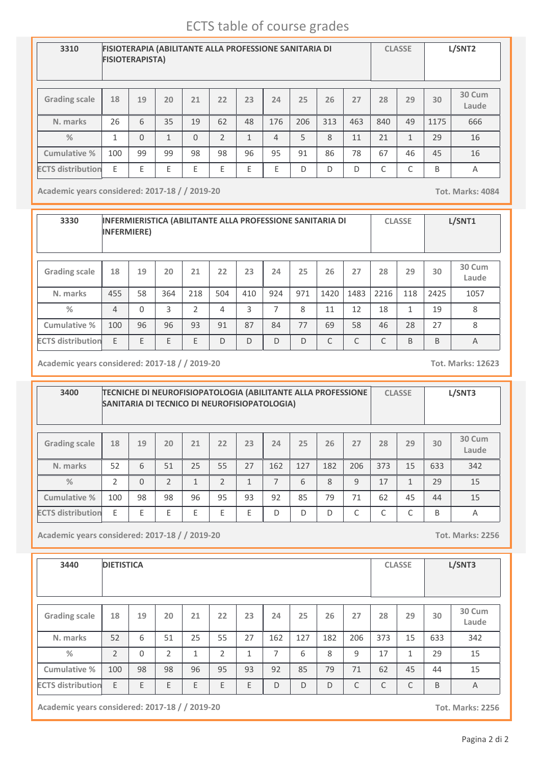# ECTS table of course grades

| 3310 | FISIOTERAPIA (ABILITANTE ALLA PROFESSIONE SANITARIA DI FISIOTERAPISTA) | CLASSE | L/SNT2 |
|---|---|---|---|

| Grading scale | 18 | 19 | 20 | 21 | 22 | 23 | 24 | 25 | 26 | 27 | 28 | 29 | 30 | 30 Cum Laude |
|---|---|---|---|---|---|---|---|---|---|---|---|---|---|---|
| N. marks | 26 | 6 | 35 | 19 | 62 | 48 | 176 | 206 | 313 | 463 | 840 | 49 | 1175 | 666 |
| % | 1 | 0 | 1 | 0 | 2 | 1 | 4 | 5 | 8 | 11 | 21 | 1 | 29 | 16 |
| Cumulative % | 100 | 99 | 99 | 98 | 98 | 96 | 95 | 91 | 86 | 78 | 67 | 46 | 45 | 16 |
| ECTS distribution | E | E | E | E | E | E | E | D | D | D | C | C | B | A |

**Academic years considered: 2017-18 / / 2019-20** **Tot. Marks: 4084**

| 3330 | INFERMIERISTICA (ABILITANTE ALLA PROFESSIONE SANITARIA DI INFERMIERE) | CLASSE | L/SNT1 |
|---|---|---|---|

| Grading scale | 18 | 19 | 20 | 21 | 22 | 23 | 24 | 25 | 26 | 27 | 28 | 29 | 30 | 30 Cum Laude |
|---|---|---|---|---|---|---|---|---|---|---|---|---|---|---|
| N. marks | 455 | 58 | 364 | 218 | 504 | 410 | 924 | 971 | 1420 | 1483 | 2216 | 118 | 2425 | 1057 |
| % | 4 | 0 | 3 | 2 | 4 | 3 | 7 | 8 | 11 | 12 | 18 | 1 | 19 | 8 |
| Cumulative % | 100 | 96 | 96 | 93 | 91 | 87 | 84 | 77 | 69 | 58 | 46 | 28 | 27 | 8 |
| ECTS distribution | E | E | E | E | D | D | D | D | C | C | C | B | B | A |

**Academic years considered: 2017-18 / / 2019-20** **Tot. Marks: 12623**

| 3400 | TECNICHE DI NEUROFISIOPATOLOGIA (ABILITANTE ALLA PROFESSIONE SANITARIA DI TECNICO DI NEUROFISIOPATOLOGIA) | CLASSE | L/SNT3 |
|---|---|---|---|

| Grading scale | 18 | 19 | 20 | 21 | 22 | 23 | 24 | 25 | 26 | 27 | 28 | 29 | 30 | 30 Cum Laude |
|---|---|---|---|---|---|---|---|---|---|---|---|---|---|---|
| N. marks | 52 | 6 | 51 | 25 | 55 | 27 | 162 | 127 | 182 | 206 | 373 | 15 | 633 | 342 |
| % | 2 | 0 | 2 | 1 | 2 | 1 | 7 | 6 | 8 | 9 | 17 | 1 | 29 | 15 |
| Cumulative % | 100 | 98 | 98 | 96 | 95 | 93 | 92 | 85 | 79 | 71 | 62 | 45 | 44 | 15 |
| ECTS distribution | E | E | E | E | E | E | D | D | D | C | C | C | B | A |

**Academic years considered: 2017-18 / / 2019-20** **Tot. Marks: 2256**

| 3440 | DIETISTICA | CLASSE | L/SNT3 |
|---|---|---|---|

| Grading scale | 18 | 19 | 20 | 21 | 22 | 23 | 24 | 25 | 26 | 27 | 28 | 29 | 30 | 30 Cum Laude |
|---|---|---|---|---|---|---|---|---|---|---|---|---|---|---|
| N. marks | 52 | 6 | 51 | 25 | 55 | 27 | 162 | 127 | 182 | 206 | 373 | 15 | 633 | 342 |
| % | 2 | 0 | 2 | 1 | 2 | 1 | 7 | 6 | 8 | 9 | 17 | 1 | 29 | 15 |
| Cumulative % | 100 | 98 | 98 | 96 | 95 | 93 | 92 | 85 | 79 | 71 | 62 | 45 | 44 | 15 |
| ECTS distribution | E | E | E | E | E | E | D | D | D | C | C | C | B | A |

**Academic years considered: 2017-18 / / 2019-20** **Tot. Marks: 2256**